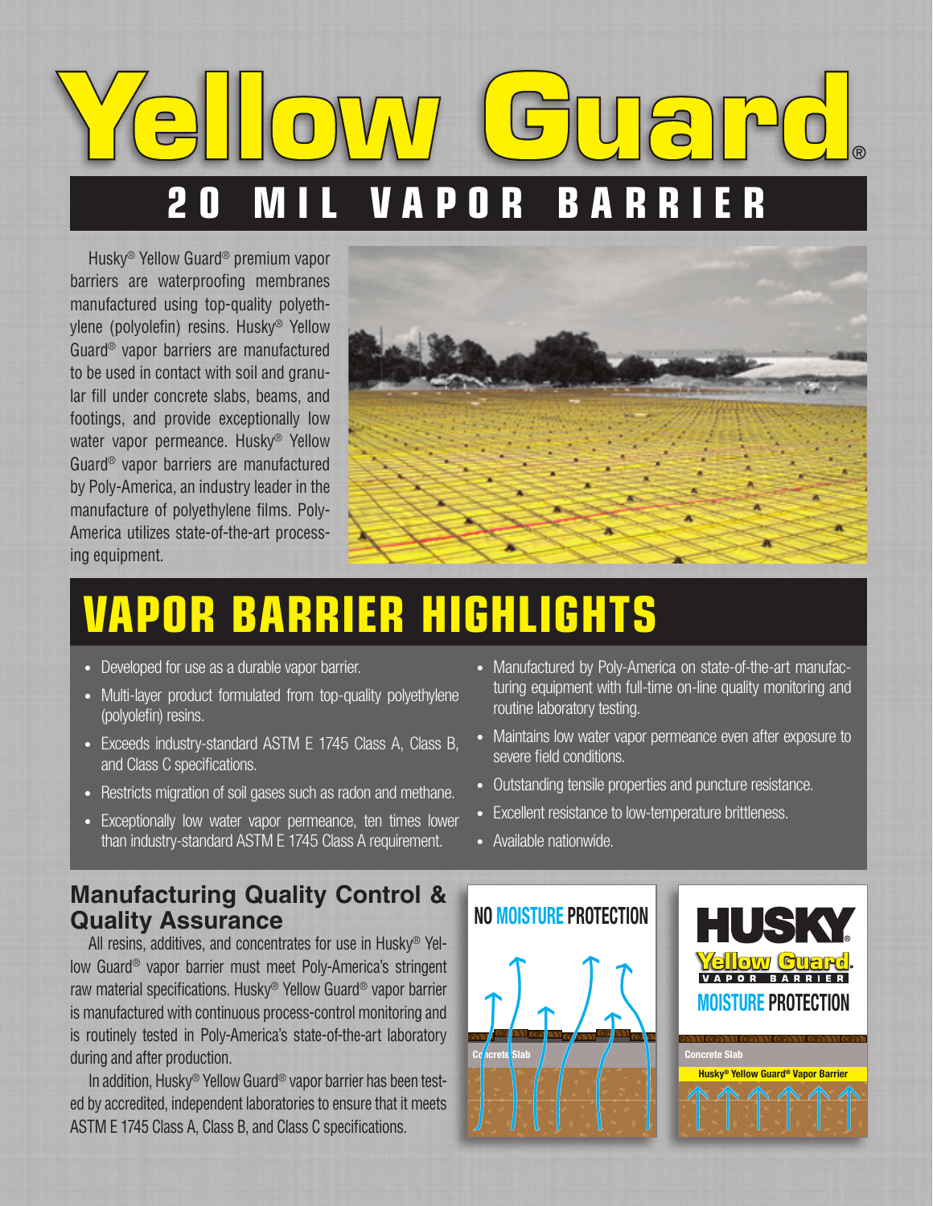# Yellow Guard®

## 20 MIL VAPOR BARRIER

Husky® Yellow Guard® premium vapor barriers are waterproofing membranes manufactured using top-quality polyethylene (polyolefin) resins. Husky® Yellow Guard® vapor barriers are manufactured to be used in contact with soil and granular fill under concrete slabs, beams, and footings, and provide exceptionally low water vapor permeance. Husky® Yellow Guard® vapor barriers are manufactured by Poly-America, an industry leader in the manufacture of polyethylene films. Poly-America utilizes state-of-the-art processing equipment.

## VAPOR BARRIER HIGHLIGHTS

- Developed for use as a durable vapor barrier.
- Multi-layer product formulated from top-quality polyethylene (polyolefin) resins.
- Exceeds industry-standard ASTM E 1745 Class A, Class B, and Class C specifications.
- Restricts migration of soil gases such as radon and methane.
- Exceptionally low water vapor permeance, ten times lower than industry-standard ASTM E 1745 Class A requirement.
- Manufactured by Poly-America on state-of-the-art manufacturing equipment with full-time on-line quality monitoring and routine laboratory testing.
- Maintains low water vapor permeance even after exposure to severe field conditions.
- Outstanding tensile properties and puncture resistance.
- Excellent resistance to low-temperature brittleness.
- Available nationwide.

## Manufacturing Quality Control & Quality Assurance

All resins, additives, and concentrates for use in Husky® Yellow Guard® vapor barrier must meet Poly-America's stringent raw material specifications. Husky® Yellow Guard® vapor barrier is manufactured with continuous process-control monitoring and is routinely tested in Poly-America's state-of-the-art laboratory during and after production.

In addition, Husky® Yellow Guard® vapor barrier has been tested by accredited, independent laboratories to ensure that it meets ASTM E 1745 Class A, Class B, and Class C specifications.

NO MOISTURE PROTECTION

Concrete Slab

HUSKY® Yellow Guard® VAPOR BARRIER MOISTURE PROTECTION

Concrete Slab

Husky® Yellow Guard® Vapor Barrier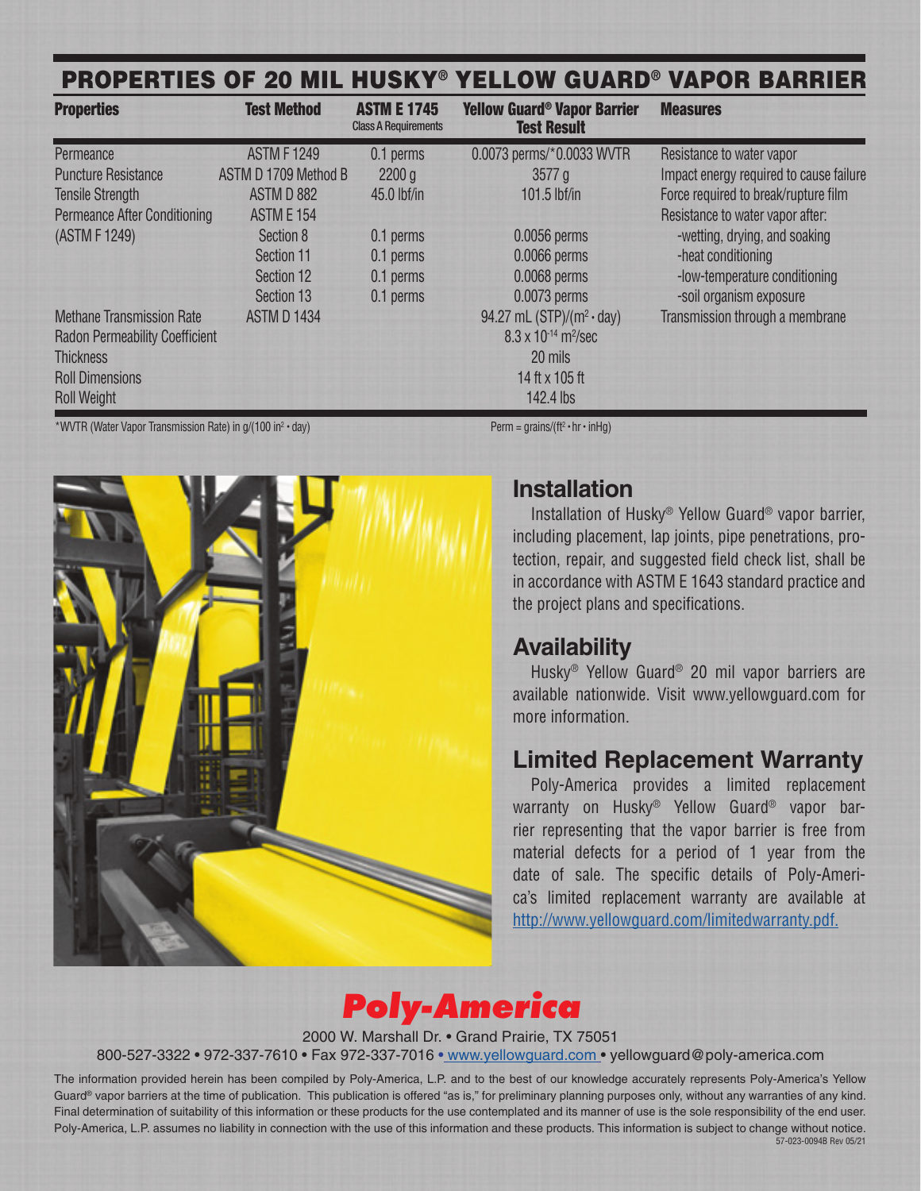## PROPERTIES OF 20 MIL HUSKY® YELLOW GUARD® VAPOR BARRIER

| Properties | Test Method | ASTM E 1745 Class A Requirements | Yellow Guard® Vapor Barrier Test Result | Measures |
|---|---|---|---|---|
| Permeance | ASTM F 1249 | 0.1 perms | 0.0073 perms/*0.0033 WVTR | Resistance to water vapor |
| Puncture Resistance | ASTM D 1709 Method B | 2200 g | 3577 g | Impact energy required to cause failure |
| Tensile Strength | ASTM D 882 | 45.0 lbf/in | 101.5 lbf/in | Force required to break/rupture film |
| Permeance After Conditioning | ASTM E 154 | | | Resistance to water vapor after: |
| (ASTM F 1249) | Section 8 | 0.1 perms | 0.0056 perms | -wetting, drying, and soaking |
| | Section 11 | 0.1 perms | 0.0066 perms | -heat conditioning |
| | Section 12 | 0.1 perms | 0.0068 perms | -low-temperature conditioning |
| | Section 13 | 0.1 perms | 0.0073 perms | -soil organism exposure |
| Methane Transmission Rate | ASTM D 1434 | | 94.27 mL (STP)/($m^2$ · day) | Transmission through a membrane |
| Radon Permeability Coefficient | | | $8.3 \times 10^{-14}$ $m^2$/sec | |
| Thickness | | | 20 mils | |
| Roll Dimensions | | | 14 ft x 105 ft | |
| Roll Weight | | | 142.4 lbs | |

*WVTR (Water Vapor Transmission Rate) in g/(100 $in^2$ · day)

Perm = grains/($ft^2$ · hr · inHg)

## Installation

Installation of Husky® Yellow Guard® vapor barrier, including placement, lap joints, pipe penetrations, protection, repair, and suggested field check list, shall be in accordance with ASTM E 1643 standard practice and the project plans and specifications.

## Availability

Husky® Yellow Guard® 20 mil vapor barriers are available nationwide. Visit www.yellowguard.com for more information.

## Limited Replacement Warranty

Poly-America provides a limited replacement warranty on Husky® Yellow Guard® vapor barrier representing that the vapor barrier is free from material defects for a period of 1 year from the date of sale. The specific details of Poly-America's limited replacement warranty are available at http://www.yellowguard.com/limitedwarranty.pdf.

**Poly-America**

2000 W. Marshall Dr. • Grand Prairie, TX 75051

800-527-3322 • 972-337-7610 • Fax 972-337-7016 • www.yellowguard.com • yellowguard@poly-america.com

The information provided herein has been compiled by Poly-America, L.P. and to the best of our knowledge accurately represents Poly-America's Yellow Guard® vapor barriers at the time of publication. This publication is offered "as is," for preliminary planning purposes only, without any warranties of any kind. Final determination of suitability of this information or these products for the use contemplated and its manner of use is the sole responsibility of the end user. Poly-America, L.P. assumes no liability in connection with the use of this information and these products. This information is subject to change without notice.

57-023-0094B Rev 05/21